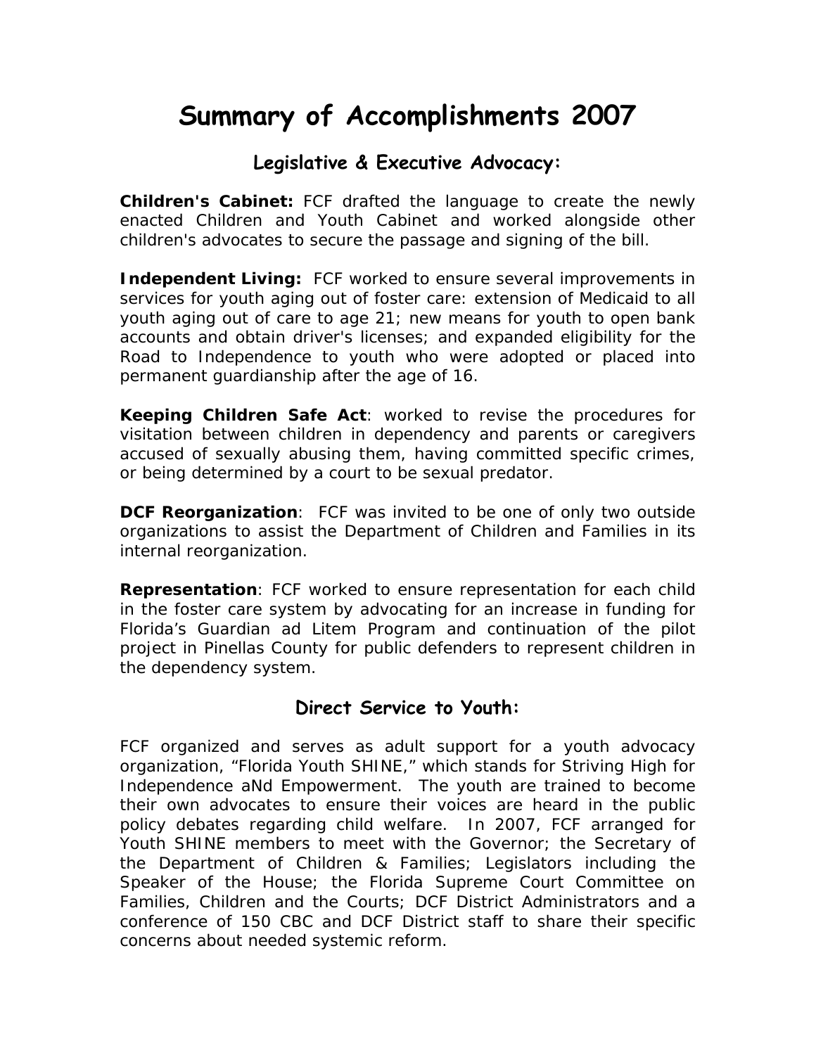# Summary of Accomplishments 2007

## Legislative & Executive Advocacy:

**Children's Cabinet:** FCF drafted the language to create the newly enacted Children and Youth Cabinet and worked alongside other children's advocates to secure the passage and signing of the bill.

**Independent Living:** FCF worked to ensure several improvements in services for youth aging out of foster care: extension of Medicaid to all youth aging out of care to age 21; new means for youth to open bank accounts and obtain driver's licenses; and expanded eligibility for the Road to Independence to youth who were adopted or placed into permanent guardianship after the age of 16.

**Keeping Children Safe Act**: worked to revise the procedures for visitation between children in dependency and parents or caregivers accused of sexually abusing them, having committed specific crimes, or being determined by a court to be sexual predator.

**DCF Reorganization**: FCF was invited to be one of only two outside organizations to assist the Department of Children and Families in its internal reorganization.

**Representation**: FCF worked to ensure representation for each child in the foster care system by advocating for an increase in funding for Florida's Guardian ad Litem Program and continuation of the pilot project in Pinellas County for public defenders to represent children in the dependency system.

## Direct Service to Youth:

FCF organized and serves as adult support for a youth advocacy organization, "Florida Youth SHINE," which stands for Striving High for Independence aNd Empowerment. The youth are trained to become their own advocates to ensure their voices are heard in the public policy debates regarding child welfare. In 2007, FCF arranged for Youth SHINE members to meet with the Governor; the Secretary of the Department of Children & Families; Legislators including the Speaker of the House; the Florida Supreme Court Committee on Families, Children and the Courts; DCF District Administrators and a conference of 150 CBC and DCF District staff to share their specific concerns about needed systemic reform.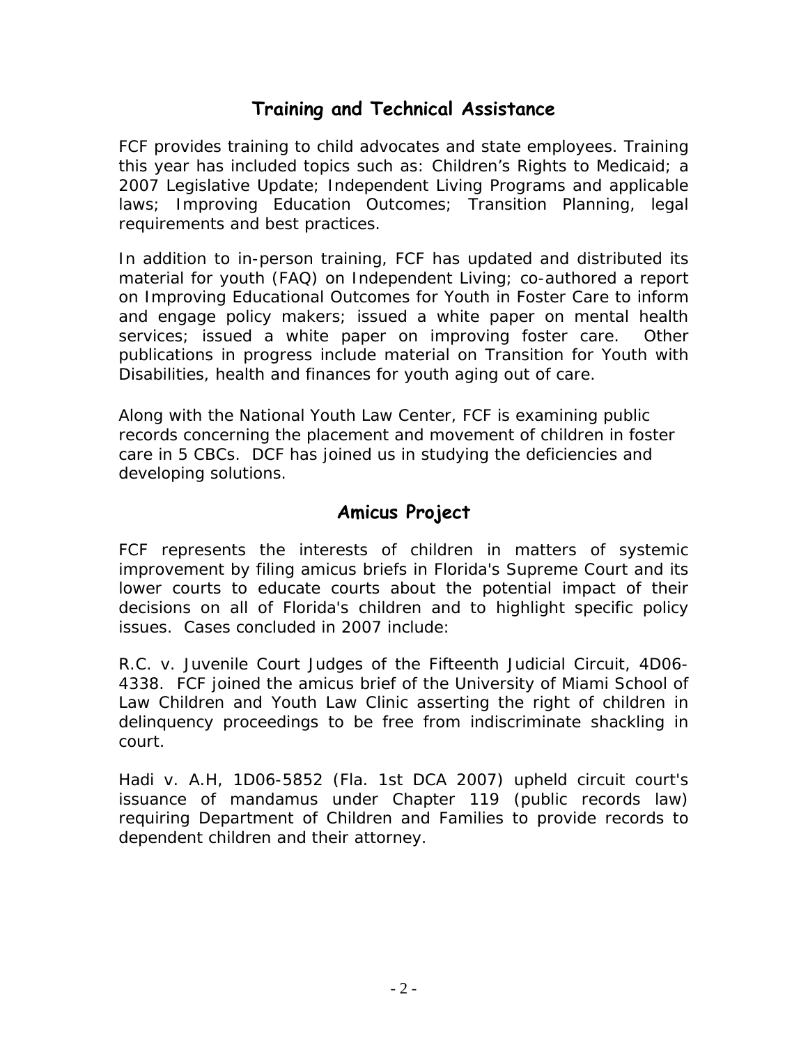## Training and Technical Assistance

FCF provides training to child advocates and state employees. Training this year has included topics such as: Children's Rights to Medicaid; a 2007 Legislative Update; Independent Living Programs and applicable laws; Improving Education Outcomes; Transition Planning, legal requirements and best practices.

In addition to in-person training, FCF has updated and distributed its material for youth (FAQ) on Independent Living; co-authored a report on Improving Educational Outcomes for Youth in Foster Care to inform and engage policy makers; issued a white paper on mental health services; issued a white paper on improving foster care. Other publications in progress include material on Transition for Youth with Disabilities, health and finances for youth aging out of care.

Along with the National Youth Law Center, FCF is examining public records concerning the placement and movement of children in foster care in 5 CBCs. DCF has joined us in studying the deficiencies and developing solutions.

## Amicus Project

FCF represents the interests of children in matters of systemic improvement by filing amicus briefs in Florida's Supreme Court and its lower courts to educate courts about the potential impact of their decisions on all of Florida's children and to highlight specific policy issues. Cases concluded in 2007 include:

R.C. v. Juvenile Court Judges of the Fifteenth Judicial Circuit, 4D06-4338. FCF joined the amicus brief of the University of Miami School of Law Children and Youth Law Clinic asserting the right of children in delinquency proceedings to be free from indiscriminate shackling in court.

Hadi v. A.H, 1D06-5852 (Fla. 1st DCA 2007) upheld circuit court's issuance of mandamus under Chapter 119 (public records law) requiring Department of Children and Families to provide records to dependent children and their attorney.